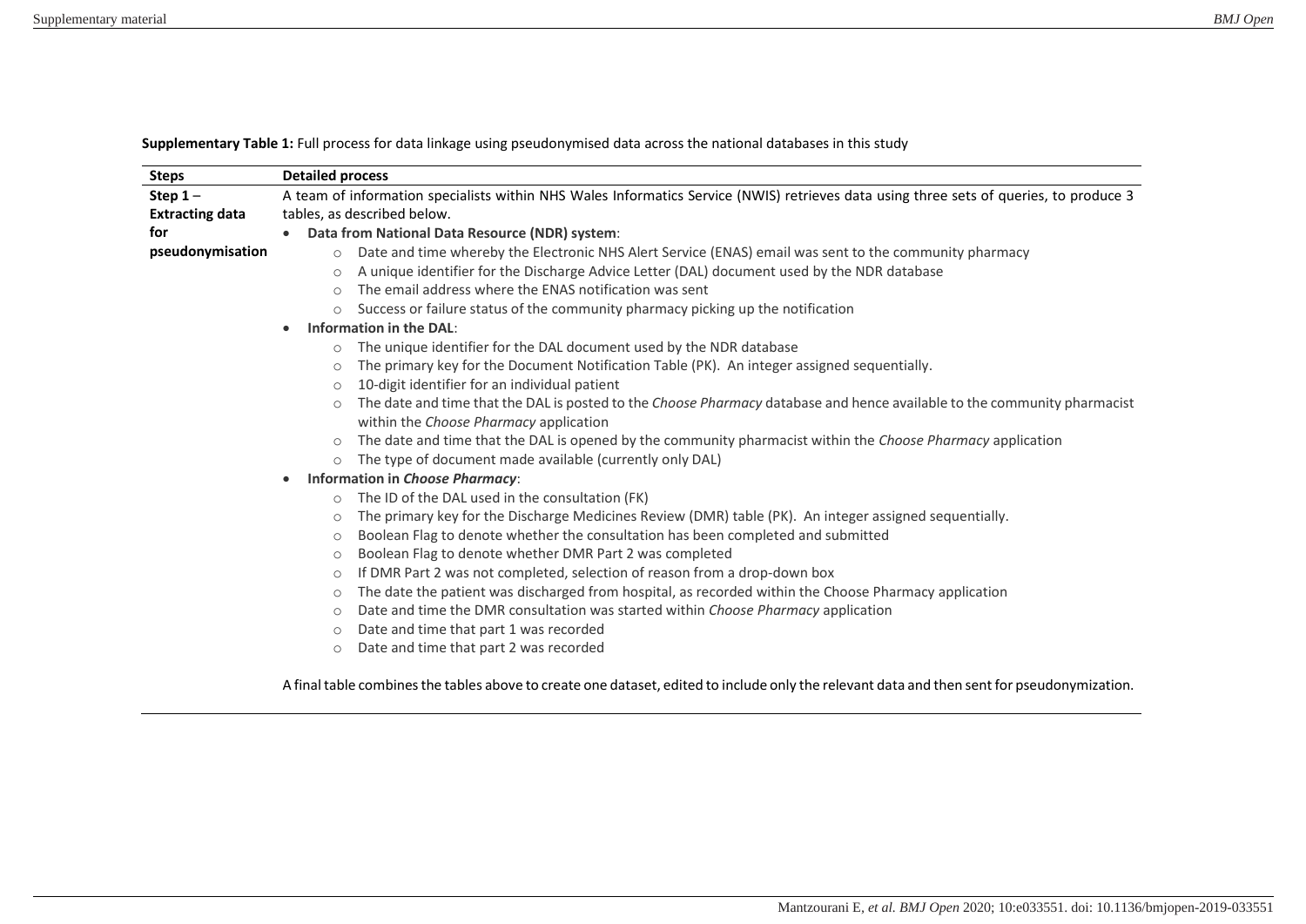**Supplementary Table 1:** Full process for data linkage using pseudonymised data across the national databases in this study

| Steps | Detailed process |
|---|---|
| **Step 1 – Extracting data for pseudonymisation** | A team of information specialists within NHS Wales Informatics Service (NWIS) retrieves data using three sets of queries, to produce 3 tables, as described below.<br>• **Data from National Data Resource (NDR) system**:<br>○ Date and time whereby the Electronic NHS Alert Service (ENAS) email was sent to the community pharmacy<br>○ A unique identifier for the Discharge Advice Letter (DAL) document used by the NDR database<br>○ The email address where the ENAS notification was sent<br>○ Success or failure status of the community pharmacy picking up the notification<br>• **Information in the DAL**:<br>○ The unique identifier for the DAL document used by the NDR database<br>○ The primary key for the Document Notification Table (PK). An integer assigned sequentially.<br>○ 10-digit identifier for an individual patient<br>○ The date and time that the DAL is posted to the *Choose Pharmacy* database and hence available to the community pharmacist within the *Choose Pharmacy* application<br>○ The date and time that the DAL is opened by the community pharmacist within the *Choose Pharmacy* application<br>○ The type of document made available (currently only DAL)<br>• **Information in *Choose Pharmacy***:<br>○ The ID of the DAL used in the consultation (FK)<br>○ The primary key for the Discharge Medicines Review (DMR) table (PK). An integer assigned sequentially.<br>○ Boolean Flag to denote whether the consultation has been completed and submitted<br>○ Boolean Flag to denote whether DMR Part 2 was completed<br>○ If DMR Part 2 was not completed, selection of reason from a drop-down box<br>○ The date the patient was discharged from hospital, as recorded within the Choose Pharmacy application<br>○ Date and time the DMR consultation was started within *Choose Pharmacy* application<br>○ Date and time that part 1 was recorded<br>○ Date and time that part 2 was recorded<br><br>A final table combines the tables above to create one dataset, edited to include only the relevant data and then sent for pseudonymization. |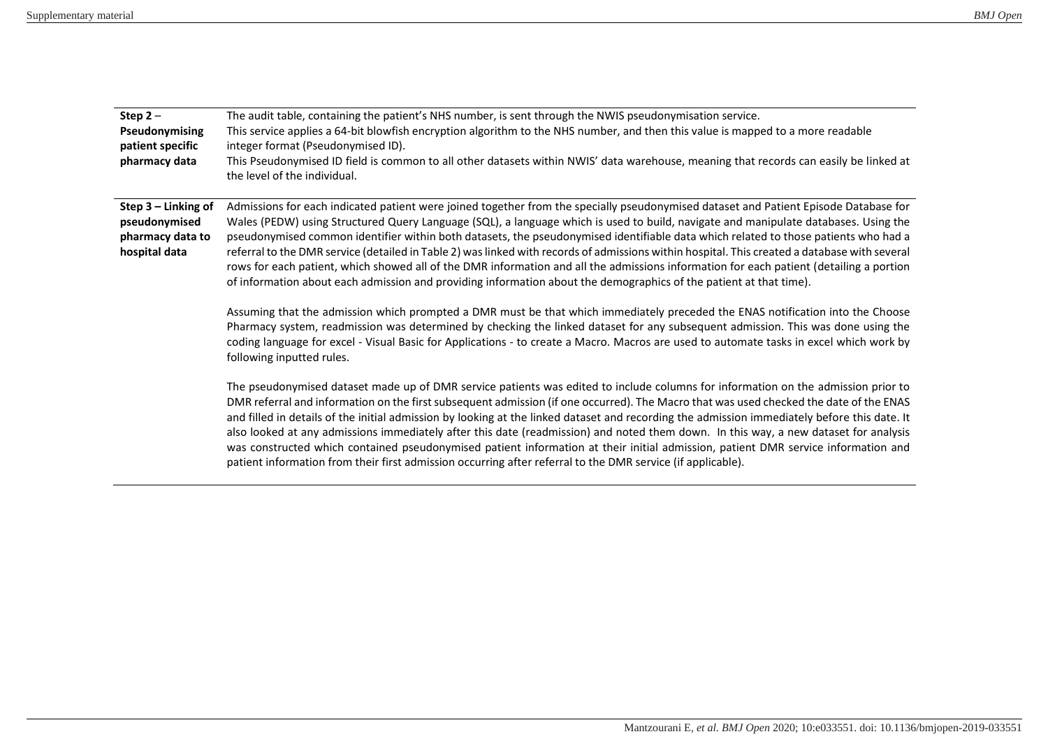| | |
|---|---|
| **Step 2 – Pseudonymising patient specific pharmacy data** | The audit table, containing the patient's NHS number, is sent through the NWIS pseudonymisation service. This service applies a 64-bit blowfish encryption algorithm to the NHS number, and then this value is mapped to a more readable integer format (Pseudonymised ID). This Pseudonymised ID field is common to all other datasets within NWIS' data warehouse, meaning that records can easily be linked at the level of the individual. |
| **Step 3 – Linking of pseudonymised pharmacy data to hospital data** | Admissions for each indicated patient were joined together from the specially pseudonymised dataset and Patient Episode Database for Wales (PEDW) using Structured Query Language (SQL), a language which is used to build, navigate and manipulate databases. Using the pseudonymised common identifier within both datasets, the pseudonymised identifiable data which related to those patients who had a referral to the DMR service (detailed in Table 2) was linked with records of admissions within hospital. This created a database with several rows for each patient, which showed all of the DMR information and all the admissions information for each patient (detailing a portion of information about each admission and providing information about the demographics of the patient at that time).<br><br>Assuming that the admission which prompted a DMR must be that which immediately preceded the ENAS notification into the Choose Pharmacy system, readmission was determined by checking the linked dataset for any subsequent admission. This was done using the coding language for excel - Visual Basic for Applications - to create a Macro. Macros are used to automate tasks in excel which work by following inputted rules.<br><br>The pseudonymised dataset made up of DMR service patients was edited to include columns for information on the admission prior to DMR referral and information on the first subsequent admission (if one occurred). The Macro that was used checked the date of the ENAS and filled in details of the initial admission by looking at the linked dataset and recording the admission immediately before this date. It also looked at any admissions immediately after this date (readmission) and noted them down. In this way, a new dataset for analysis was constructed which contained pseudonymised patient information at their initial admission, patient DMR service information and patient information from their first admission occurring after referral to the DMR service (if applicable). |